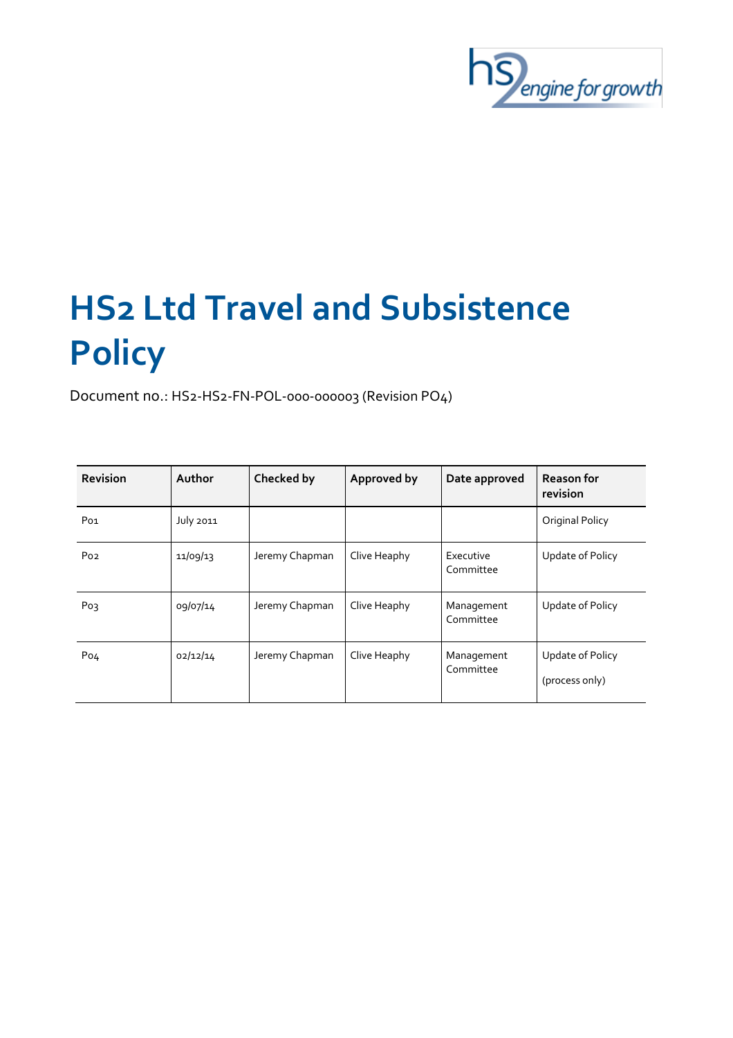# HS2 Ltd Travel and Subsistence Policy

Document no.: HS2-HS2-FN-POL-000-000003 (Revision PO4)

| Revision | Author | Checked by | Approved by | Date approved | Reason for revision |
|---|---|---|---|---|---|
| P01 | July 2011 | | | | Original Policy |
| P02 | 11/09/13 | Jeremy Chapman | Clive Heaphy | Executive Committee | Update of Policy |
| P03 | 09/07/14 | Jeremy Chapman | Clive Heaphy | Management Committee | Update of Policy |
| P04 | 02/12/14 | Jeremy Chapman | Clive Heaphy | Management Committee | Update of Policy (process only) |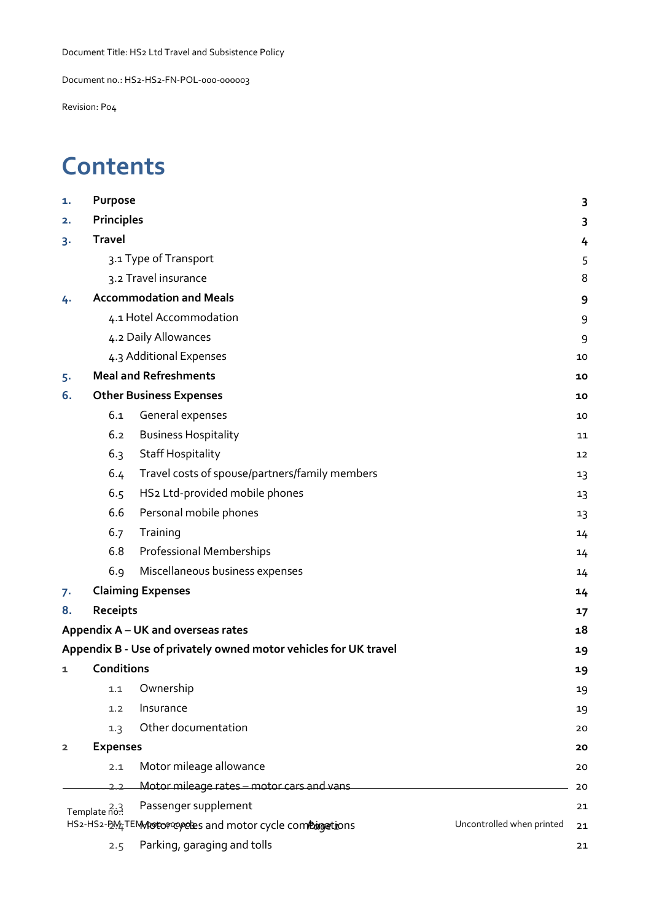# Contents

| | | |
|---|---|---|
| **1.** | **Purpose** | **3** |
| **2.** | **Principles** | **3** |
| **3.** | **Travel** | **4** |
| | 3.1 Type of Transport | 5 |
| | 3.2 Travel insurance | 8 |
| **4.** | **Accommodation and Meals** | **9** |
| | 4.1 Hotel Accommodation | 9 |
| | 4.2 Daily Allowances | 9 |
| | 4.3 Additional Expenses | 10 |
| **5.** | **Meal and Refreshments** | **10** |
| **6.** | **Other Business Expenses** | **10** |
| | 6.1 General expenses | 10 |
| | 6.2 Business Hospitality | 11 |
| | 6.3 Staff Hospitality | 12 |
| | 6.4 Travel costs of spouse/partners/family members | 13 |
| | 6.5 HS2 Ltd-provided mobile phones | 13 |
| | 6.6 Personal mobile phones | 13 |
| | 6.7 Training | 14 |
| | 6.8 Professional Memberships | 14 |
| | 6.9 Miscellaneous business expenses | 14 |
| **7.** | **Claiming Expenses** | **14** |
| **8.** | **Receipts** | **17** |
| **Appendix A – UK and overseas rates** | | **18** |
| **Appendix B - Use of privately owned motor vehicles for UK travel** | | **19** |
| **1** | **Conditions** | **19** |
| | 1.1 Ownership | 19 |
| | 1.2 Insurance | 19 |
| | 1.3 Other documentation | 20 |
| **2** | **Expenses** | **20** |
| | 2.1 Motor mileage allowance | 20 |
| | 2.2 Motor mileage rates – motor cars and vans | 20 |
| | 2.3 Passenger supplement | 21 |
| | 2.4 Motor cycles and motor cycle combinations | 21 |
| | 2.5 Parking, garaging and tolls | 21 |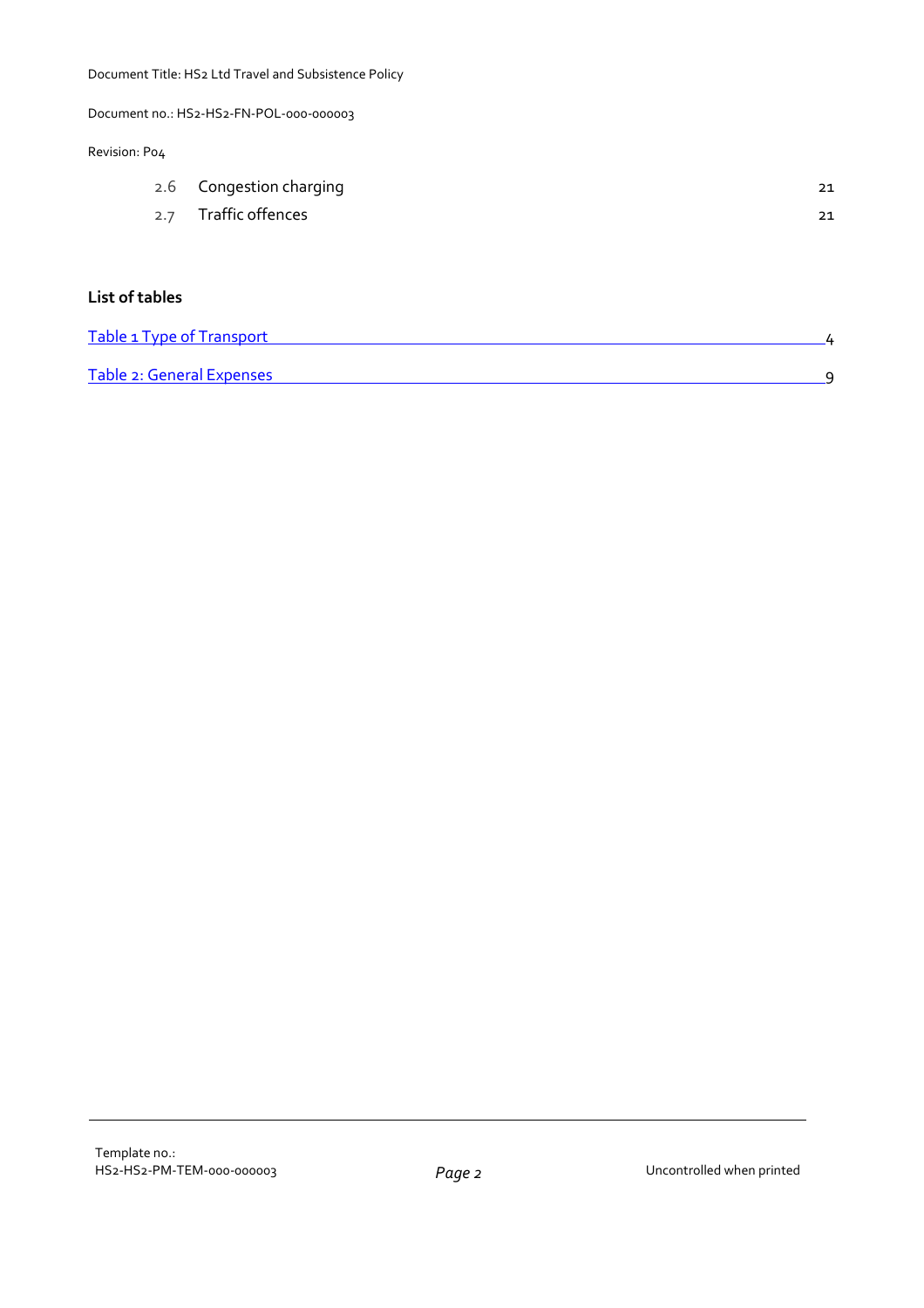2.6 Congestion charging 21

2.7 Traffic offences 21

**List of tables**

Table 1 Type of Transport 4

Table 2: General Expenses 9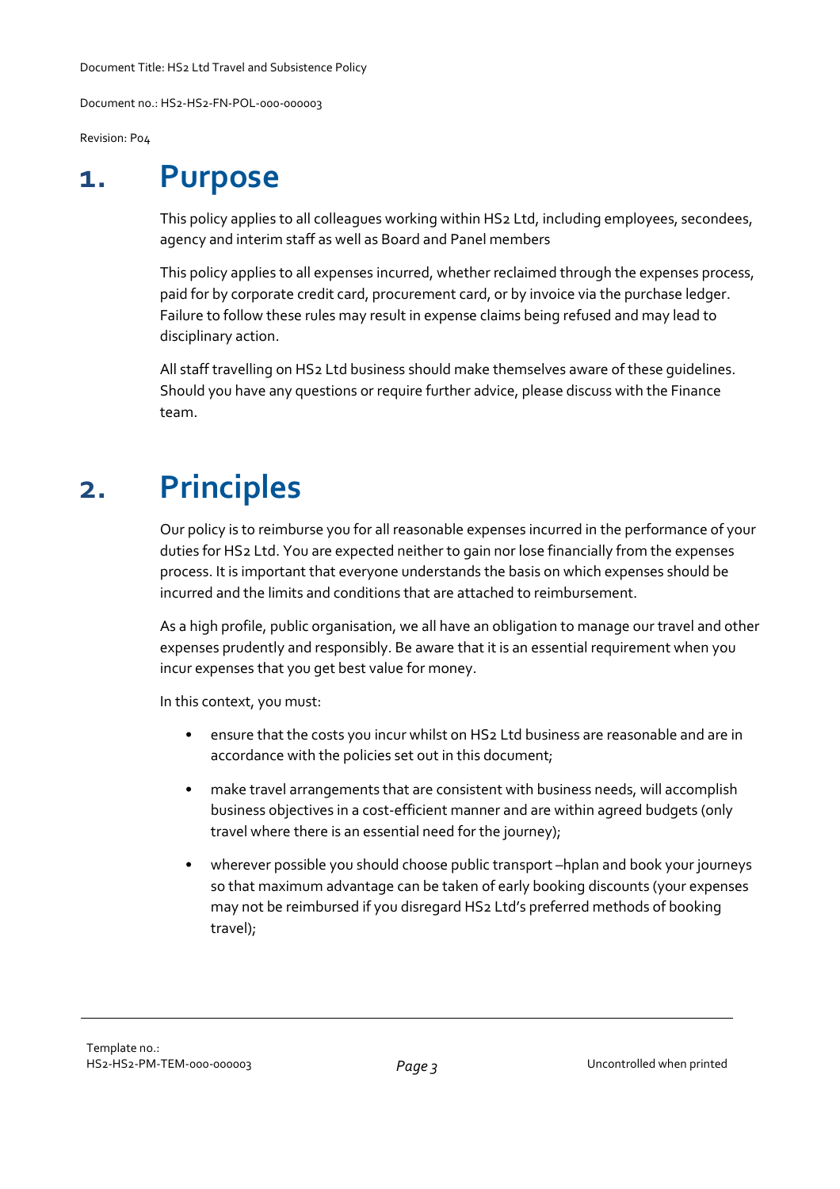# 1. Purpose

This policy applies to all colleagues working within HS2 Ltd, including employees, secondees, agency and interim staff as well as Board and Panel members

This policy applies to all expenses incurred, whether reclaimed through the expenses process, paid for by corporate credit card, procurement card, or by invoice via the purchase ledger. Failure to follow these rules may result in expense claims being refused and may lead to disciplinary action.

All staff travelling on HS2 Ltd business should make themselves aware of these guidelines. Should you have any questions or require further advice, please discuss with the Finance team.

# 2. Principles

Our policy is to reimburse you for all reasonable expenses incurred in the performance of your duties for HS2 Ltd. You are expected neither to gain nor lose financially from the expenses process. It is important that everyone understands the basis on which expenses should be incurred and the limits and conditions that are attached to reimbursement.

As a high profile, public organisation, we all have an obligation to manage our travel and other expenses prudently and responsibly. Be aware that it is an essential requirement when you incur expenses that you get best value for money.

In this context, you must:

- ensure that the costs you incur whilst on HS2 Ltd business are reasonable and are in accordance with the policies set out in this document;
- make travel arrangements that are consistent with business needs, will accomplish business objectives in a cost-efficient manner and are within agreed budgets (only travel where there is an essential need for the journey);
- wherever possible you should choose public transport –hplan and book your journeys so that maximum advantage can be taken of early booking discounts (your expenses may not be reimbursed if you disregard HS2 Ltd's preferred methods of booking travel);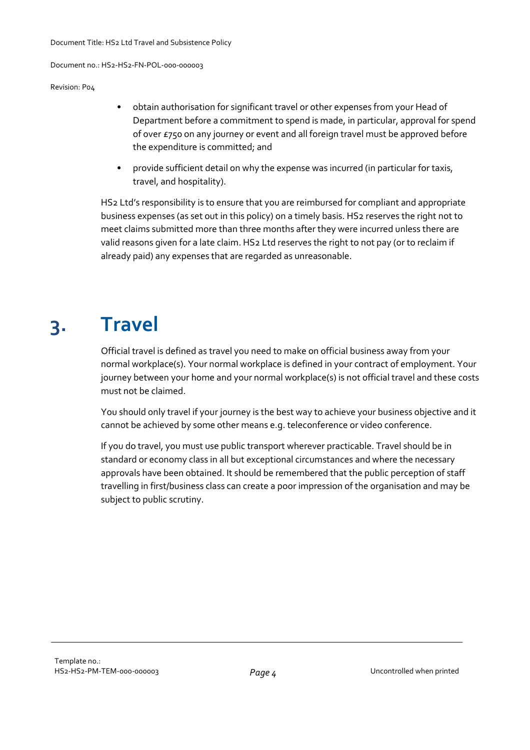- obtain authorisation for significant travel or other expenses from your Head of Department before a commitment to spend is made, in particular, approval for spend of over £750 on any journey or event and all foreign travel must be approved before the expenditure is committed; and
- provide sufficient detail on why the expense was incurred (in particular for taxis, travel, and hospitality).

HS2 Ltd's responsibility is to ensure that you are reimbursed for compliant and appropriate business expenses (as set out in this policy) on a timely basis. HS2 reserves the right not to meet claims submitted more than three months after they were incurred unless there are valid reasons given for a late claim. HS2 Ltd reserves the right to not pay (or to reclaim if already paid) any expenses that are regarded as unreasonable.

# 3. Travel

Official travel is defined as travel you need to make on official business away from your normal workplace(s). Your normal workplace is defined in your contract of employment. Your journey between your home and your normal workplace(s) is not official travel and these costs must not be claimed.

You should only travel if your journey is the best way to achieve your business objective and it cannot be achieved by some other means e.g. teleconference or video conference.

If you do travel, you must use public transport wherever practicable. Travel should be in standard or economy class in all but exceptional circumstances and where the necessary approvals have been obtained. It should be remembered that the public perception of staff travelling in first/business class can create a poor impression of the organisation and may be subject to public scrutiny.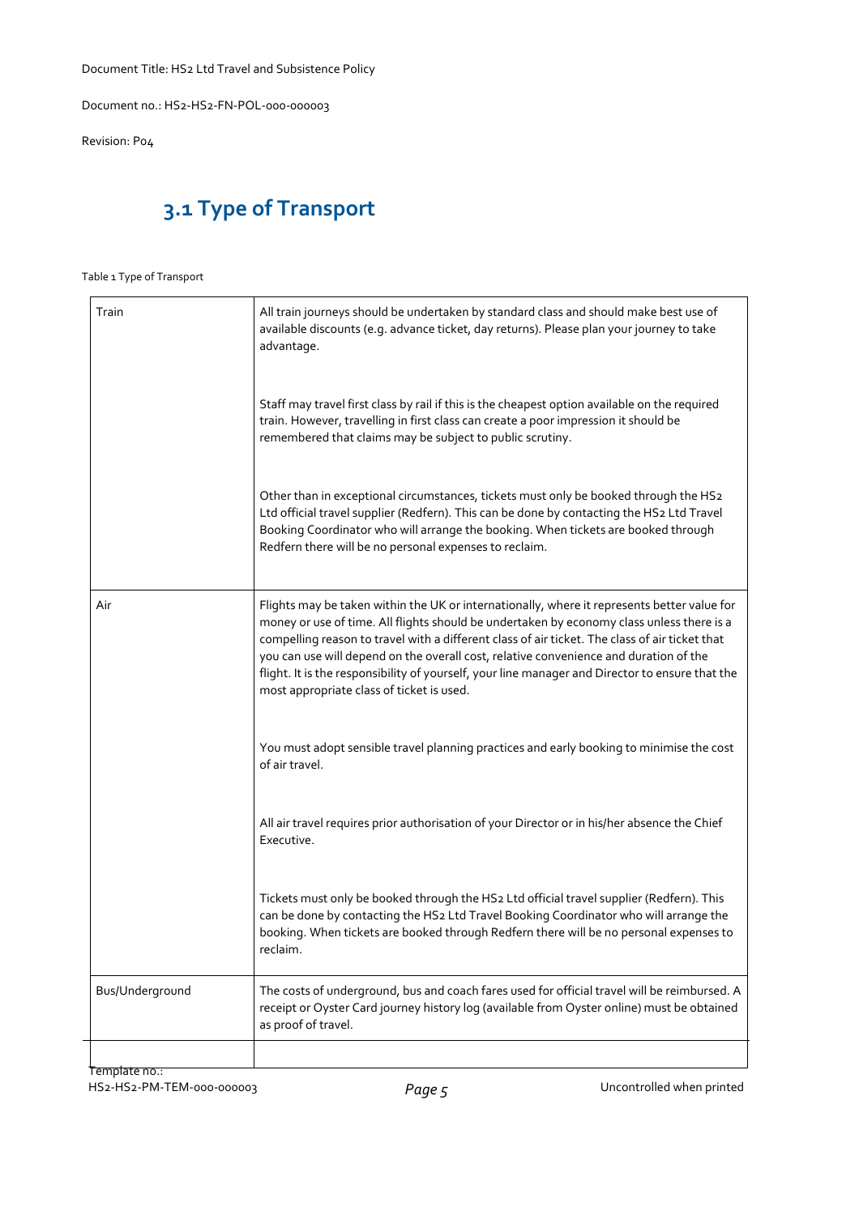## 3.1 Type of Transport

Table 1 Type of Transport

| | |
|---|---|
| Train | All train journeys should be undertaken by standard class and should make best use of available discounts (e.g. advance ticket, day returns). Please plan your journey to take advantage.<br><br>Staff may travel first class by rail if this is the cheapest option available on the required train. However, travelling in first class can create a poor impression it should be remembered that claims may be subject to public scrutiny.<br><br>Other than in exceptional circumstances, tickets must only be booked through the HS2 Ltd official travel supplier (Redfern). This can be done by contacting the HS2 Ltd Travel Booking Coordinator who will arrange the booking. When tickets are booked through Redfern there will be no personal expenses to reclaim. |
| Air | Flights may be taken within the UK or internationally, where it represents better value for money or use of time. All flights should be undertaken by economy class unless there is a compelling reason to travel with a different class of air ticket. The class of air ticket that you can use will depend on the overall cost, relative convenience and duration of the flight. It is the responsibility of yourself, your line manager and Director to ensure that the most appropriate class of ticket is used.<br><br>You must adopt sensible travel planning practices and early booking to minimise the cost of air travel.<br><br>All air travel requires prior authorisation of your Director or in his/her absence the Chief Executive.<br><br>Tickets must only be booked through the HS2 Ltd official travel supplier (Redfern). This can be done by contacting the HS2 Ltd Travel Booking Coordinator who will arrange the booking. When tickets are booked through Redfern there will be no personal expenses to reclaim. |
| Bus/Underground | The costs of underground, bus and coach fares used for official travel will be reimbursed. A receipt or Oyster Card journey history log (available from Oyster online) must be obtained as proof of travel. |
| | |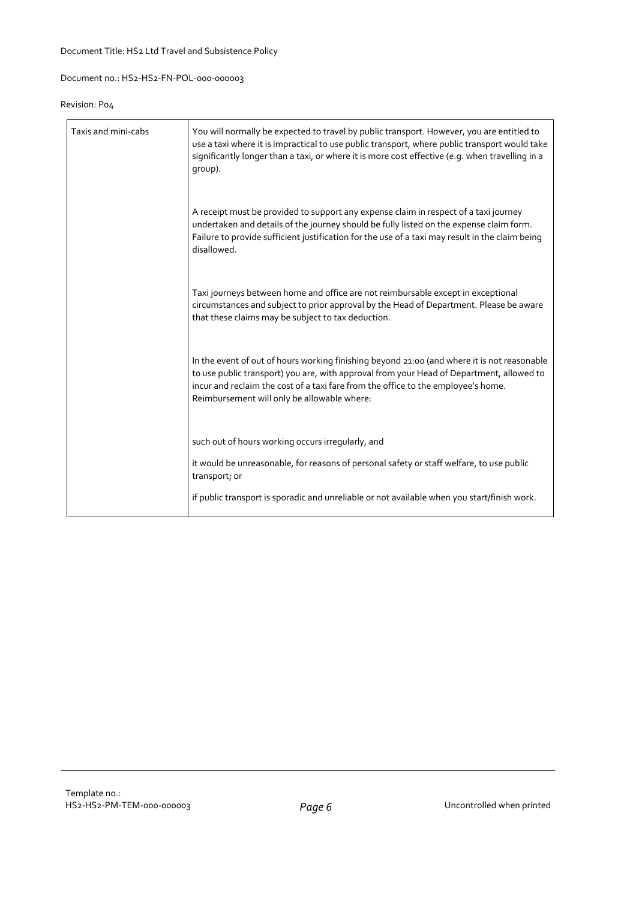| Taxis and mini-cabs | You will normally be expected to travel by public transport. However, you are entitled to use a taxi where it is impractical to use public transport, where public transport would take significantly longer than a taxi, or where it is more cost effective (e.g. when travelling in a group).<br><br>A receipt must be provided to support any expense claim in respect of a taxi journey undertaken and details of the journey should be fully listed on the expense claim form. Failure to provide sufficient justification for the use of a taxi may result in the claim being disallowed.<br><br>Taxi journeys between home and office are not reimbursable except in exceptional circumstances and subject to prior approval by the Head of Department. Please be aware that these claims may be subject to tax deduction.<br><br>In the event of out of hours working finishing beyond 21:00 (and where it is not reasonable to use public transport) you are, with approval from your Head of Department, allowed to incur and reclaim the cost of a taxi fare from the office to the employee's home. Reimbursement will only be allowable where:<br><br>such out of hours working occurs irregularly, and<br><br>it would be unreasonable, for reasons of personal safety or staff welfare, to use public transport; or<br><br>if public transport is sporadic and unreliable or not available when you start/finish work. |
|---|---|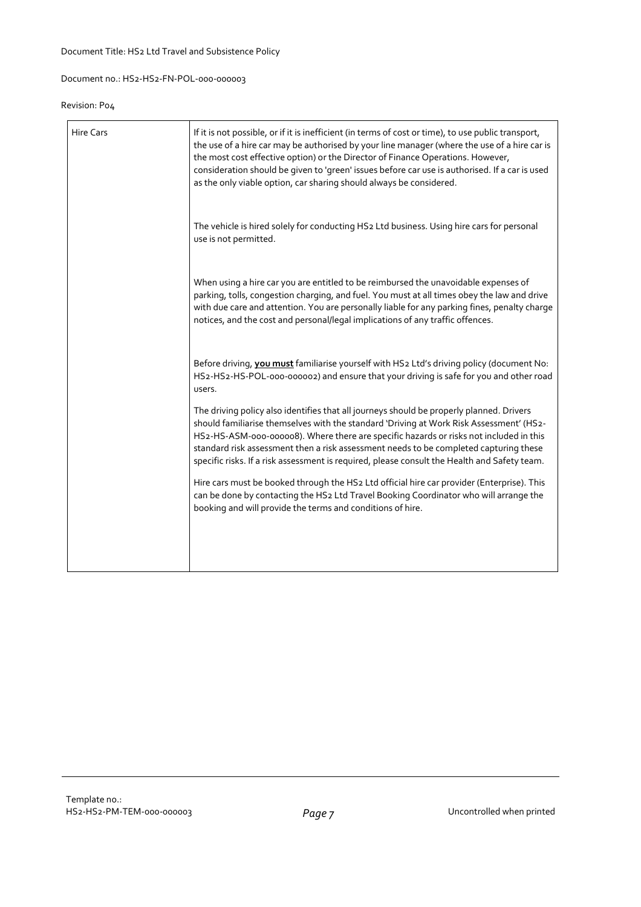| Hire Cars | If it is not possible, or if it is inefficient (in terms of cost or time), to use public transport, the use of a hire car may be authorised by your line manager (where the use of a hire car is the most cost effective option) or the Director of Finance Operations. However, consideration should be given to 'green' issues before car use is authorised. If a car is used as the only viable option, car sharing should always be considered.<br><br>The vehicle is hired solely for conducting HS2 Ltd business. Using hire cars for personal use is not permitted.<br><br>When using a hire car you are entitled to be reimbursed the unavoidable expenses of parking, tolls, congestion charging, and fuel. You must at all times obey the law and drive with due care and attention. You are personally liable for any parking fines, penalty charge notices, and the cost and personal/legal implications of any traffic offences.<br><br>Before driving, **<u>you must</u>** familiarise yourself with HS2 Ltd's driving policy (document No: HS2-HS2-HS-POL-000-000002) and ensure that your driving is safe for you and other road users.<br><br>The driving policy also identifies that all journeys should be properly planned. Drivers should familiarise themselves with the standard 'Driving at Work Risk Assessment' (HS2-HS2-HS-ASM-000-000008). Where there are specific hazards or risks not included in this standard risk assessment then a risk assessment needs to be completed capturing these specific risks. If a risk assessment is required, please consult the Health and Safety team.<br><br>Hire cars must be booked through the HS2 Ltd official hire car provider (Enterprise). This can be done by contacting the HS2 Ltd Travel Booking Coordinator who will arrange the booking and will provide the terms and conditions of hire. |
|---|---|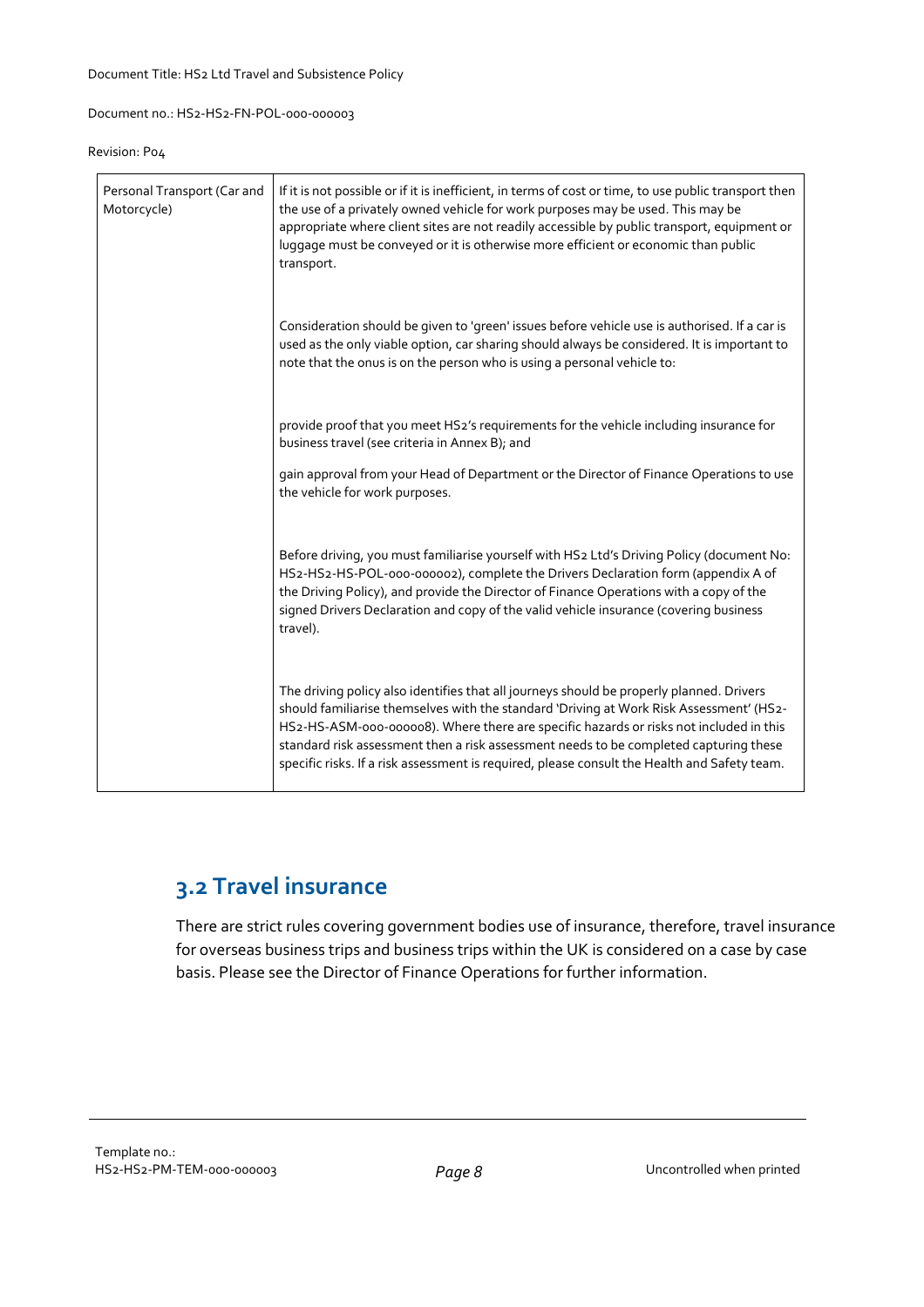| Personal Transport (Car and Motorcycle) | If it is not possible or if it is inefficient, in terms of cost or time, to use public transport then the use of a privately owned vehicle for work purposes may be used. This may be appropriate where client sites are not readily accessible by public transport, equipment or luggage must be conveyed or it is otherwise more efficient or economic than public transport.<br><br>Consideration should be given to 'green' issues before vehicle use is authorised. If a car is used as the only viable option, car sharing should always be considered. It is important to note that the onus is on the person who is using a personal vehicle to:<br><br>provide proof that you meet HS2's requirements for the vehicle including insurance for business travel (see criteria in Annex B); and<br><br>gain approval from your Head of Department or the Director of Finance Operations to use the vehicle for work purposes.<br><br>Before driving, you must familiarise yourself with HS2 Ltd's Driving Policy (document No: HS2-HS2-HS-POL-000-000002), complete the Drivers Declaration form (appendix A of the Driving Policy), and provide the Director of Finance Operations with a copy of the signed Drivers Declaration and copy of the valid vehicle insurance (covering business travel).<br><br>The driving policy also identifies that all journeys should be properly planned. Drivers should familiarise themselves with the standard 'Driving at Work Risk Assessment' (HS2-HS2-HS-ASM-000-000008). Where there are specific hazards or risks not included in this standard risk assessment then a risk assessment needs to be completed capturing these specific risks. If a risk assessment is required, please consult the Health and Safety team. |
|---|---|

## 3.2 Travel insurance

There are strict rules covering government bodies use of insurance, therefore, travel insurance for overseas business trips and business trips within the UK is considered on a case by case basis. Please see the Director of Finance Operations for further information.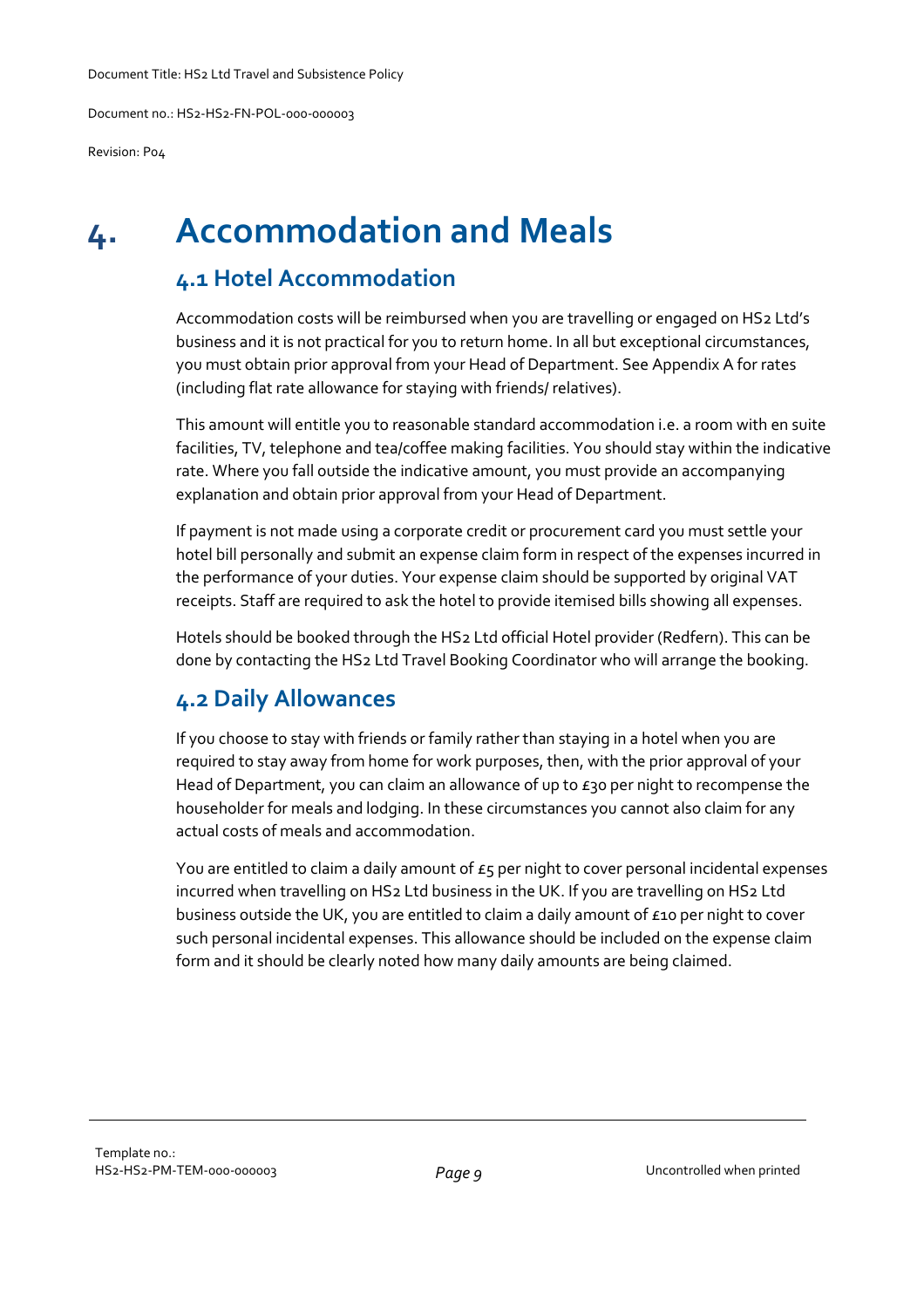# 4. Accommodation and Meals

## 4.1 Hotel Accommodation

Accommodation costs will be reimbursed when you are travelling or engaged on HS2 Ltd's business and it is not practical for you to return home. In all but exceptional circumstances, you must obtain prior approval from your Head of Department. See Appendix A for rates (including flat rate allowance for staying with friends/ relatives).

This amount will entitle you to reasonable standard accommodation i.e. a room with en suite facilities, TV, telephone and tea/coffee making facilities. You should stay within the indicative rate. Where you fall outside the indicative amount, you must provide an accompanying explanation and obtain prior approval from your Head of Department.

If payment is not made using a corporate credit or procurement card you must settle your hotel bill personally and submit an expense claim form in respect of the expenses incurred in the performance of your duties. Your expense claim should be supported by original VAT receipts. Staff are required to ask the hotel to provide itemised bills showing all expenses.

Hotels should be booked through the HS2 Ltd official Hotel provider (Redfern). This can be done by contacting the HS2 Ltd Travel Booking Coordinator who will arrange the booking.

## 4.2 Daily Allowances

If you choose to stay with friends or family rather than staying in a hotel when you are required to stay away from home for work purposes, then, with the prior approval of your Head of Department, you can claim an allowance of up to £30 per night to recompense the householder for meals and lodging. In these circumstances you cannot also claim for any actual costs of meals and accommodation.

You are entitled to claim a daily amount of £5 per night to cover personal incidental expenses incurred when travelling on HS2 Ltd business in the UK. If you are travelling on HS2 Ltd business outside the UK, you are entitled to claim a daily amount of £10 per night to cover such personal incidental expenses. This allowance should be included on the expense claim form and it should be clearly noted how many daily amounts are being claimed.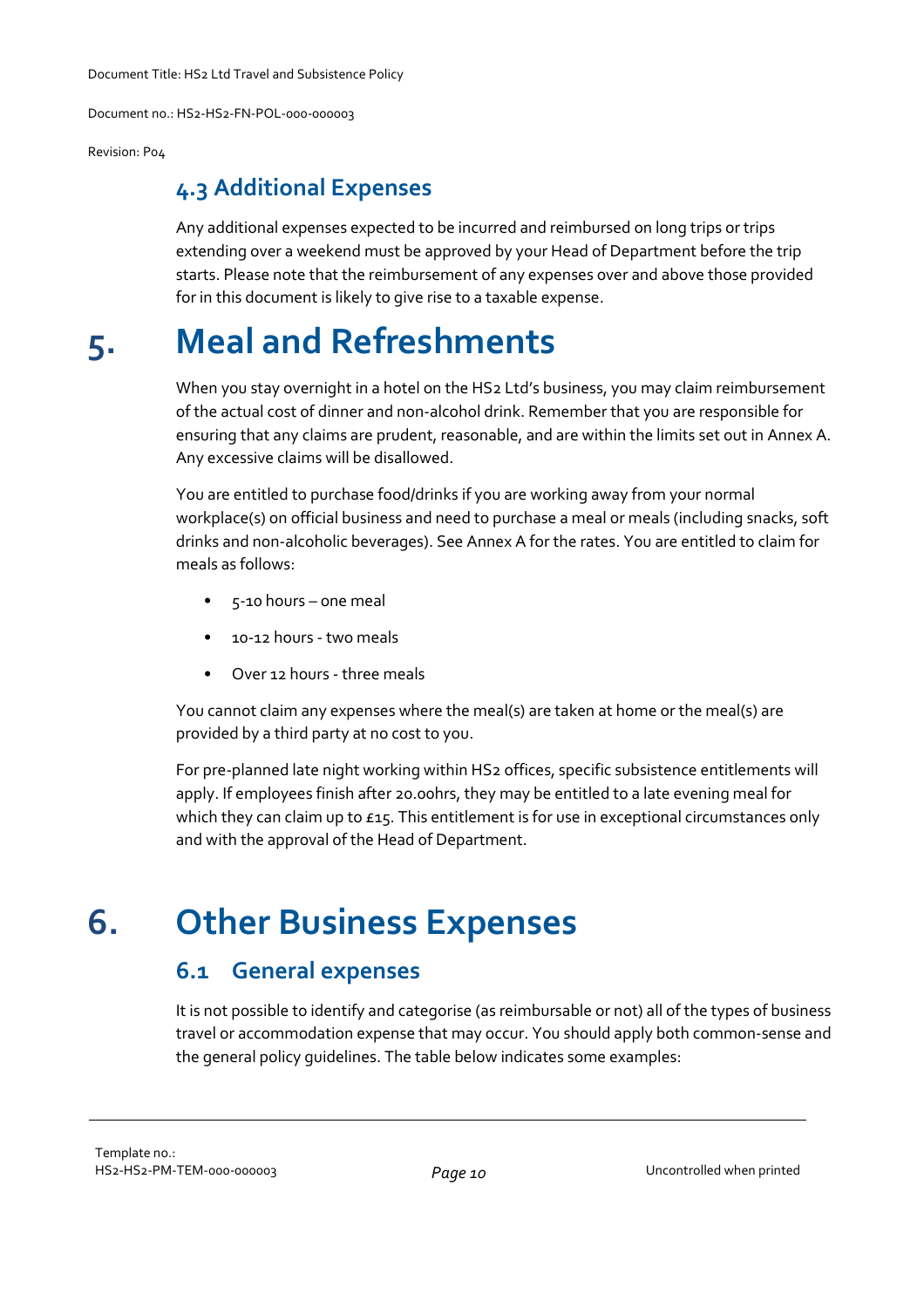### 4.3 Additional Expenses

Any additional expenses expected to be incurred and reimbursed on long trips or trips extending over a weekend must be approved by your Head of Department before the trip starts. Please note that the reimbursement of any expenses over and above those provided for in this document is likely to give rise to a taxable expense.

# 5. Meal and Refreshments

When you stay overnight in a hotel on the HS2 Ltd's business, you may claim reimbursement of the actual cost of dinner and non-alcohol drink. Remember that you are responsible for ensuring that any claims are prudent, reasonable, and are within the limits set out in Annex A. Any excessive claims will be disallowed.

You are entitled to purchase food/drinks if you are working away from your normal workplace(s) on official business and need to purchase a meal or meals (including snacks, soft drinks and non-alcoholic beverages). See Annex A for the rates. You are entitled to claim for meals as follows:

- 5-10 hours – one meal
- 10-12 hours - two meals
- Over 12 hours - three meals

You cannot claim any expenses where the meal(s) are taken at home or the meal(s) are provided by a third party at no cost to you.

For pre-planned late night working within HS2 offices, specific subsistence entitlements will apply. If employees finish after 20.00hrs, they may be entitled to a late evening meal for which they can claim up to £15. This entitlement is for use in exceptional circumstances only and with the approval of the Head of Department.

# 6. Other Business Expenses

## 6.1 General expenses

It is not possible to identify and categorise (as reimbursable or not) all of the types of business travel or accommodation expense that may occur. You should apply both common-sense and the general policy guidelines. The table below indicates some examples: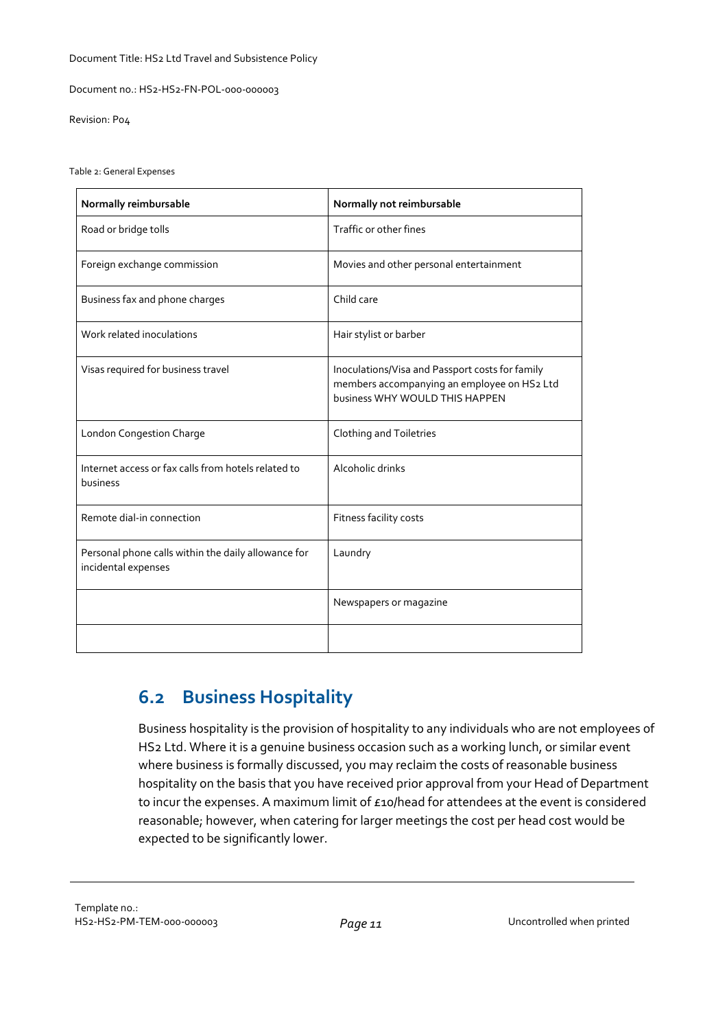Table 2: General Expenses

| Normally reimbursable | Normally not reimbursable |
|---|---|
| Road or bridge tolls | Traffic or other fines |
| Foreign exchange commission | Movies and other personal entertainment |
| Business fax and phone charges | Child care |
| Work related inoculations | Hair stylist or barber |
| Visas required for business travel | Inoculations/Visa and Passport costs for family members accompanying an employee on HS2 Ltd business WHY WOULD THIS HAPPEN |
| London Congestion Charge | Clothing and Toiletries |
| Internet access or fax calls from hotels related to business | Alcoholic drinks |
| Remote dial-in connection | Fitness facility costs |
| Personal phone calls within the daily allowance for incidental expenses | Laundry |
| | Newspapers or magazine |
| | |

## 6.2 Business Hospitality

Business hospitality is the provision of hospitality to any individuals who are not employees of HS2 Ltd. Where it is a genuine business occasion such as a working lunch, or similar event where business is formally discussed, you may reclaim the costs of reasonable business hospitality on the basis that you have received prior approval from your Head of Department to incur the expenses. A maximum limit of £10/head for attendees at the event is considered reasonable; however, when catering for larger meetings the cost per head cost would be expected to be significantly lower.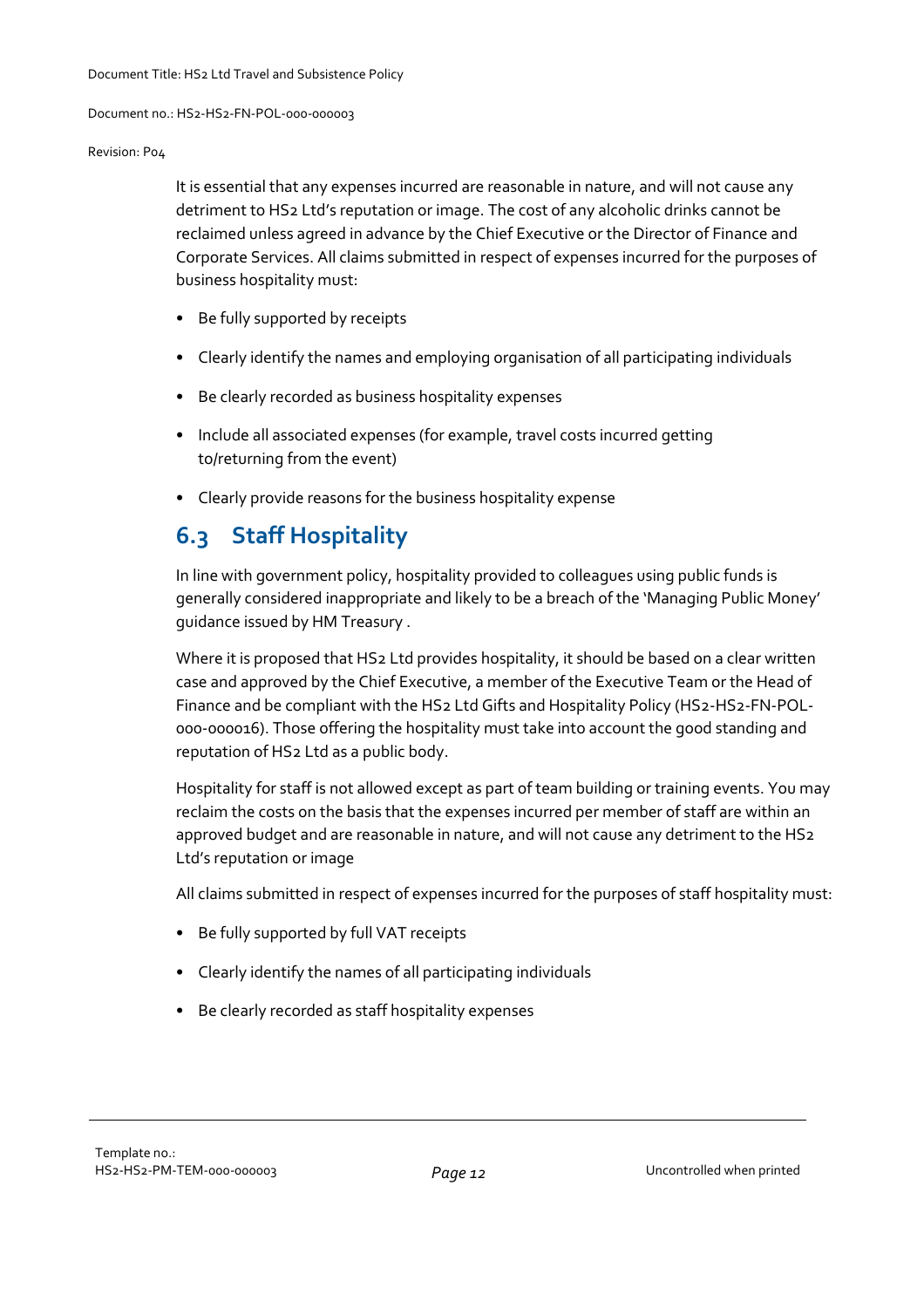It is essential that any expenses incurred are reasonable in nature, and will not cause any detriment to HS2 Ltd's reputation or image. The cost of any alcoholic drinks cannot be reclaimed unless agreed in advance by the Chief Executive or the Director of Finance and Corporate Services. All claims submitted in respect of expenses incurred for the purposes of business hospitality must:

- Be fully supported by receipts
- Clearly identify the names and employing organisation of all participating individuals
- Be clearly recorded as business hospitality expenses
- Include all associated expenses (for example, travel costs incurred getting to/returning from the event)
- Clearly provide reasons for the business hospitality expense

## 6.3 Staff Hospitality

In line with government policy, hospitality provided to colleagues using public funds is generally considered inappropriate and likely to be a breach of the 'Managing Public Money' guidance issued by HM Treasury .

Where it is proposed that HS2 Ltd provides hospitality, it should be based on a clear written case and approved by the Chief Executive, a member of the Executive Team or the Head of Finance and be compliant with the HS2 Ltd Gifts and Hospitality Policy (HS2-HS2-FN-POL-000-000016). Those offering the hospitality must take into account the good standing and reputation of HS2 Ltd as a public body.

Hospitality for staff is not allowed except as part of team building or training events. You may reclaim the costs on the basis that the expenses incurred per member of staff are within an approved budget and are reasonable in nature, and will not cause any detriment to the HS2 Ltd's reputation or image

All claims submitted in respect of expenses incurred for the purposes of staff hospitality must:

- Be fully supported by full VAT receipts
- Clearly identify the names of all participating individuals
- Be clearly recorded as staff hospitality expenses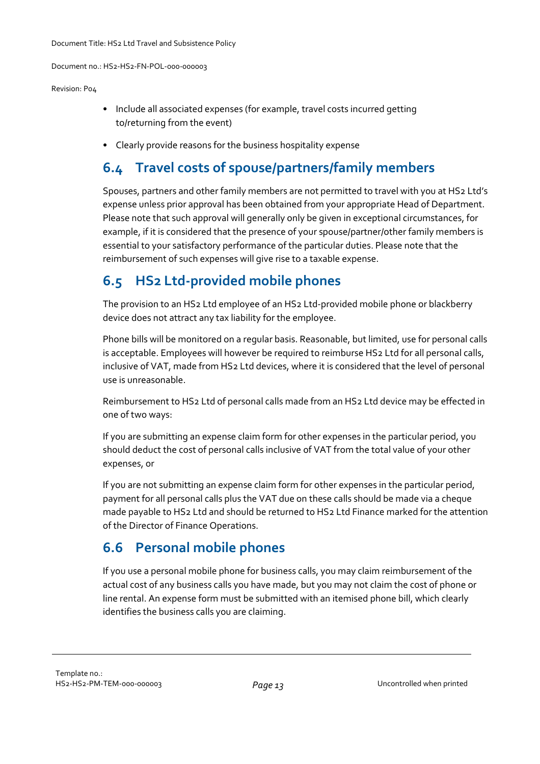- Include all associated expenses (for example, travel costs incurred getting to/returning from the event)
- Clearly provide reasons for the business hospitality expense

## 6.4 Travel costs of spouse/partners/family members

Spouses, partners and other family members are not permitted to travel with you at HS2 Ltd's expense unless prior approval has been obtained from your appropriate Head of Department. Please note that such approval will generally only be given in exceptional circumstances, for example, if it is considered that the presence of your spouse/partner/other family members is essential to your satisfactory performance of the particular duties. Please note that the reimbursement of such expenses will give rise to a taxable expense.

## 6.5 HS2 Ltd-provided mobile phones

The provision to an HS2 Ltd employee of an HS2 Ltd-provided mobile phone or blackberry device does not attract any tax liability for the employee.

Phone bills will be monitored on a regular basis. Reasonable, but limited, use for personal calls is acceptable. Employees will however be required to reimburse HS2 Ltd for all personal calls, inclusive of VAT, made from HS2 Ltd devices, where it is considered that the level of personal use is unreasonable.

Reimbursement to HS2 Ltd of personal calls made from an HS2 Ltd device may be effected in one of two ways:

If you are submitting an expense claim form for other expenses in the particular period, you should deduct the cost of personal calls inclusive of VAT from the total value of your other expenses, or

If you are not submitting an expense claim form for other expenses in the particular period, payment for all personal calls plus the VAT due on these calls should be made via a cheque made payable to HS2 Ltd and should be returned to HS2 Ltd Finance marked for the attention of the Director of Finance Operations.

## 6.6 Personal mobile phones

If you use a personal mobile phone for business calls, you may claim reimbursement of the actual cost of any business calls you have made, but you may not claim the cost of phone or line rental. An expense form must be submitted with an itemised phone bill, which clearly identifies the business calls you are claiming.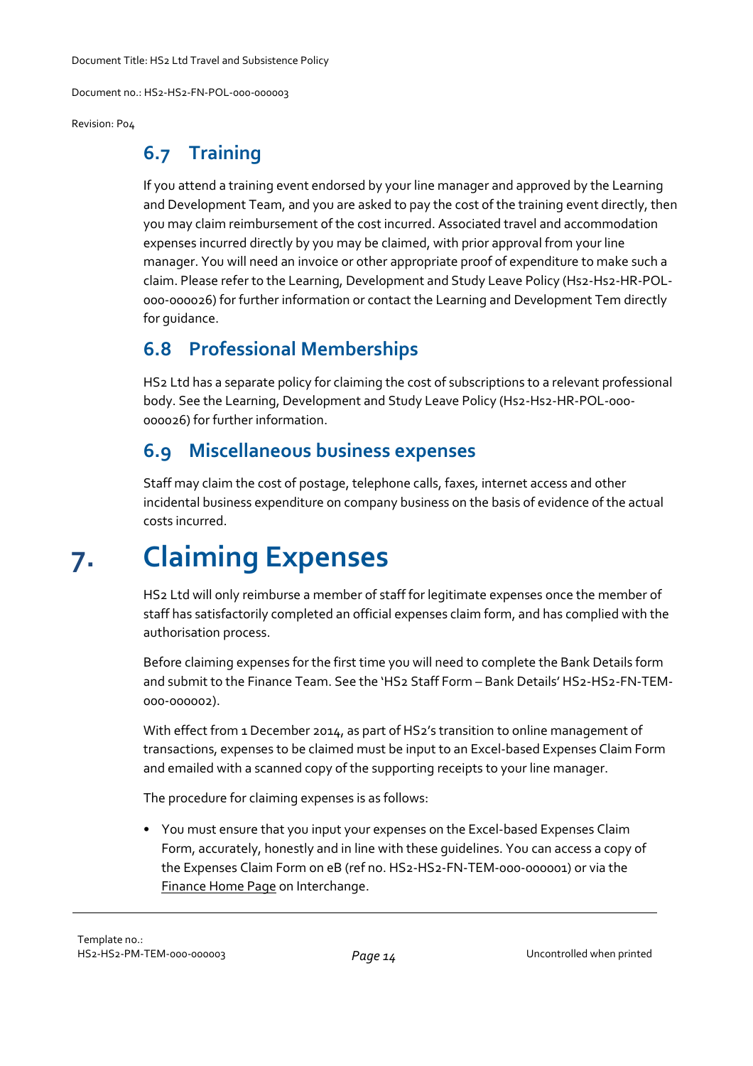## 6.7 Training

If you attend a training event endorsed by your line manager and approved by the Learning and Development Team, and you are asked to pay the cost of the training event directly, then you may claim reimbursement of the cost incurred. Associated travel and accommodation expenses incurred directly by you may be claimed, with prior approval from your line manager. You will need an invoice or other appropriate proof of expenditure to make such a claim. Please refer to the Learning, Development and Study Leave Policy (Hs2-Hs2-HR-POL-000-000026) for further information or contact the Learning and Development Tem directly for guidance.

## 6.8 Professional Memberships

HS2 Ltd has a separate policy for claiming the cost of subscriptions to a relevant professional body. See the Learning, Development and Study Leave Policy (Hs2-Hs2-HR-POL-000-000026) for further information.

## 6.9 Miscellaneous business expenses

Staff may claim the cost of postage, telephone calls, faxes, internet access and other incidental business expenditure on company business on the basis of evidence of the actual costs incurred.

# 7. Claiming Expenses

HS2 Ltd will only reimburse a member of staff for legitimate expenses once the member of staff has satisfactorily completed an official expenses claim form, and has complied with the authorisation process.

Before claiming expenses for the first time you will need to complete the Bank Details form and submit to the Finance Team. See the 'HS2 Staff Form – Bank Details' HS2-HS2-FN-TEM-000-000002).

With effect from 1 December 2014, as part of HS2's transition to online management of transactions, expenses to be claimed must be input to an Excel-based Expenses Claim Form and emailed with a scanned copy of the supporting receipts to your line manager.

The procedure for claiming expenses is as follows:

- You must ensure that you input your expenses on the Excel-based Expenses Claim Form, accurately, honestly and in line with these guidelines. You can access a copy of the Expenses Claim Form on eB (ref no. HS2-HS2-FN-TEM-000-000001) or via the Finance Home Page on Interchange.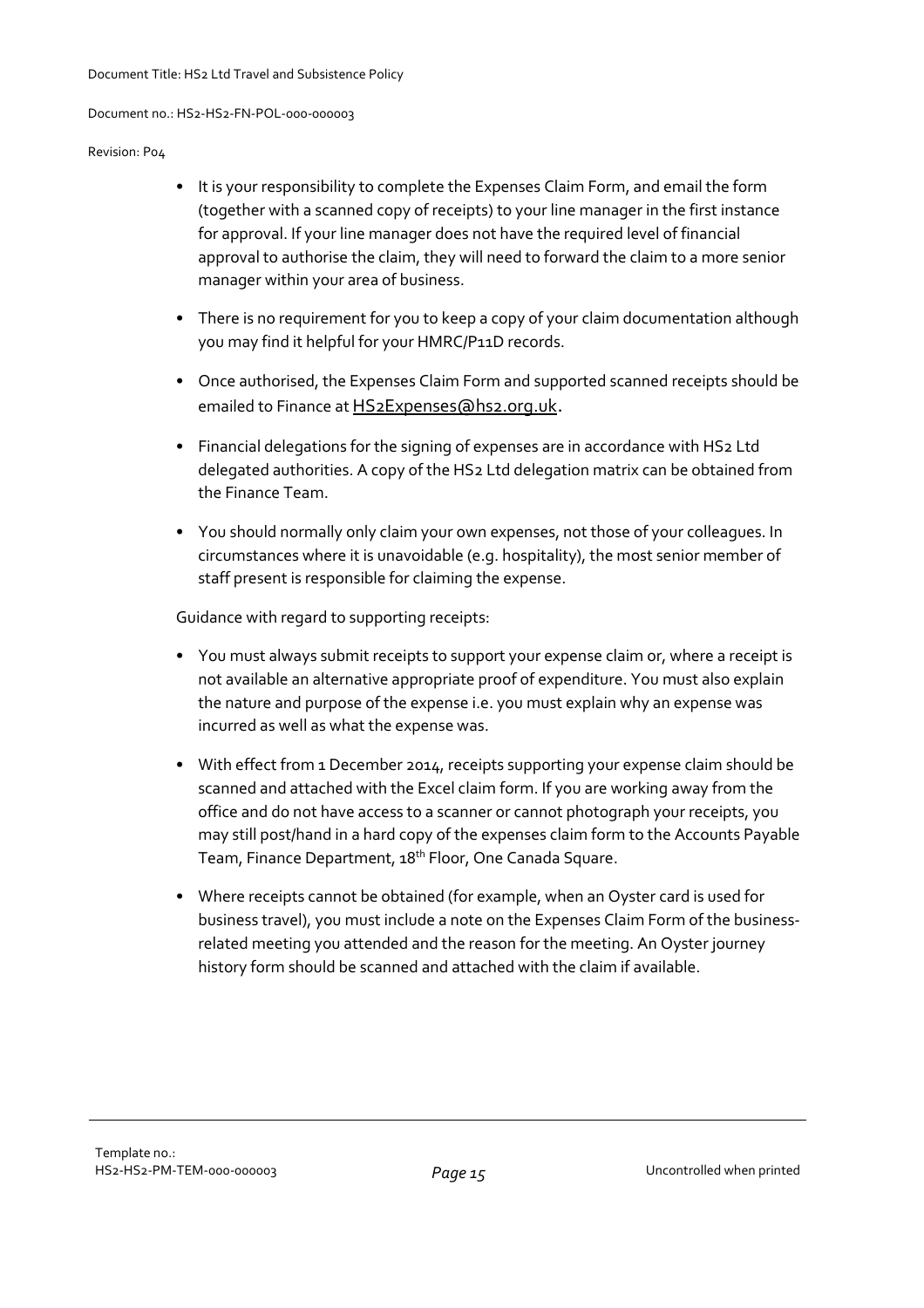- It is your responsibility to complete the Expenses Claim Form, and email the form (together with a scanned copy of receipts) to your line manager in the first instance for approval. If your line manager does not have the required level of financial approval to authorise the claim, they will need to forward the claim to a more senior manager within your area of business.
- There is no requirement for you to keep a copy of your claim documentation although you may find it helpful for your HMRC/P11D records.
- Once authorised, the Expenses Claim Form and supported scanned receipts should be emailed to Finance at HS2Expenses@hs2.org.uk.
- Financial delegations for the signing of expenses are in accordance with HS2 Ltd delegated authorities. A copy of the HS2 Ltd delegation matrix can be obtained from the Finance Team.
- You should normally only claim your own expenses, not those of your colleagues. In circumstances where it is unavoidable (e.g. hospitality), the most senior member of staff present is responsible for claiming the expense.

Guidance with regard to supporting receipts:

- You must always submit receipts to support your expense claim or, where a receipt is not available an alternative appropriate proof of expenditure. You must also explain the nature and purpose of the expense i.e. you must explain why an expense was incurred as well as what the expense was.
- With effect from 1 December 2014, receipts supporting your expense claim should be scanned and attached with the Excel claim form. If you are working away from the office and do not have access to a scanner or cannot photograph your receipts, you may still post/hand in a hard copy of the expenses claim form to the Accounts Payable Team, Finance Department, 18th Floor, One Canada Square.
- Where receipts cannot be obtained (for example, when an Oyster card is used for business travel), you must include a note on the Expenses Claim Form of the business-related meeting you attended and the reason for the meeting. An Oyster journey history form should be scanned and attached with the claim if available.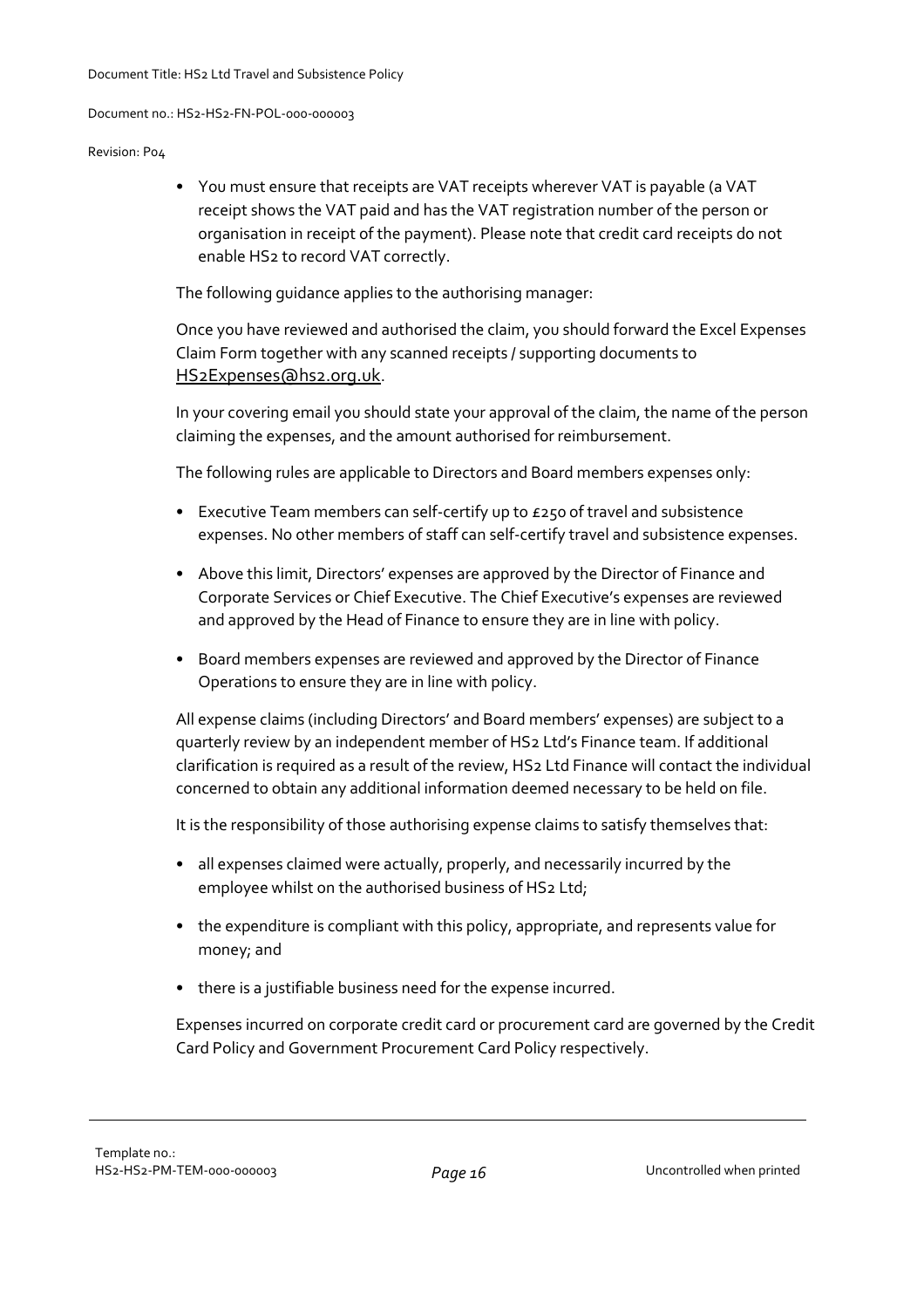- You must ensure that receipts are VAT receipts wherever VAT is payable (a VAT receipt shows the VAT paid and has the VAT registration number of the person or organisation in receipt of the payment). Please note that credit card receipts do not enable HS2 to record VAT correctly.

The following guidance applies to the authorising manager:

Once you have reviewed and authorised the claim, you should forward the Excel Expenses Claim Form together with any scanned receipts / supporting documents to HS2Expenses@hs2.org.uk.

In your covering email you should state your approval of the claim, the name of the person claiming the expenses, and the amount authorised for reimbursement.

The following rules are applicable to Directors and Board members expenses only:

- Executive Team members can self-certify up to £250 of travel and subsistence expenses. No other members of staff can self-certify travel and subsistence expenses.
- Above this limit, Directors' expenses are approved by the Director of Finance and Corporate Services or Chief Executive. The Chief Executive's expenses are reviewed and approved by the Head of Finance to ensure they are in line with policy.
- Board members expenses are reviewed and approved by the Director of Finance Operations to ensure they are in line with policy.

All expense claims (including Directors' and Board members' expenses) are subject to a quarterly review by an independent member of HS2 Ltd's Finance team. If additional clarification is required as a result of the review, HS2 Ltd Finance will contact the individual concerned to obtain any additional information deemed necessary to be held on file.

It is the responsibility of those authorising expense claims to satisfy themselves that:

- all expenses claimed were actually, properly, and necessarily incurred by the employee whilst on the authorised business of HS2 Ltd;
- the expenditure is compliant with this policy, appropriate, and represents value for money; and
- there is a justifiable business need for the expense incurred.

Expenses incurred on corporate credit card or procurement card are governed by the Credit Card Policy and Government Procurement Card Policy respectively.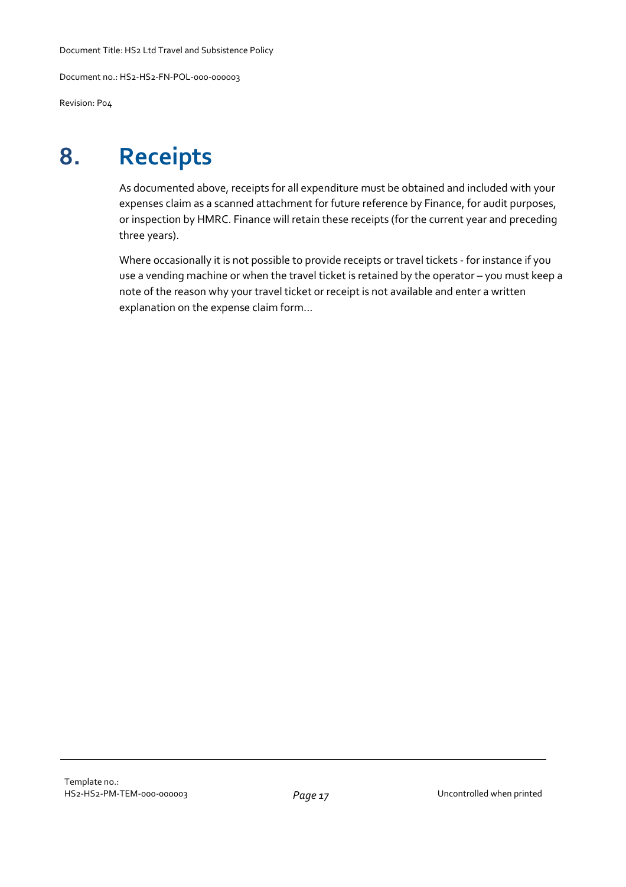# 8. Receipts

As documented above, receipts for all expenditure must be obtained and included with your expenses claim as a scanned attachment for future reference by Finance, for audit purposes, or inspection by HMRC. Finance will retain these receipts (for the current year and preceding three years).

Where occasionally it is not possible to provide receipts or travel tickets - for instance if you use a vending machine or when the travel ticket is retained by the operator – you must keep a note of the reason why your travel ticket or receipt is not available and enter a written explanation on the expense claim form...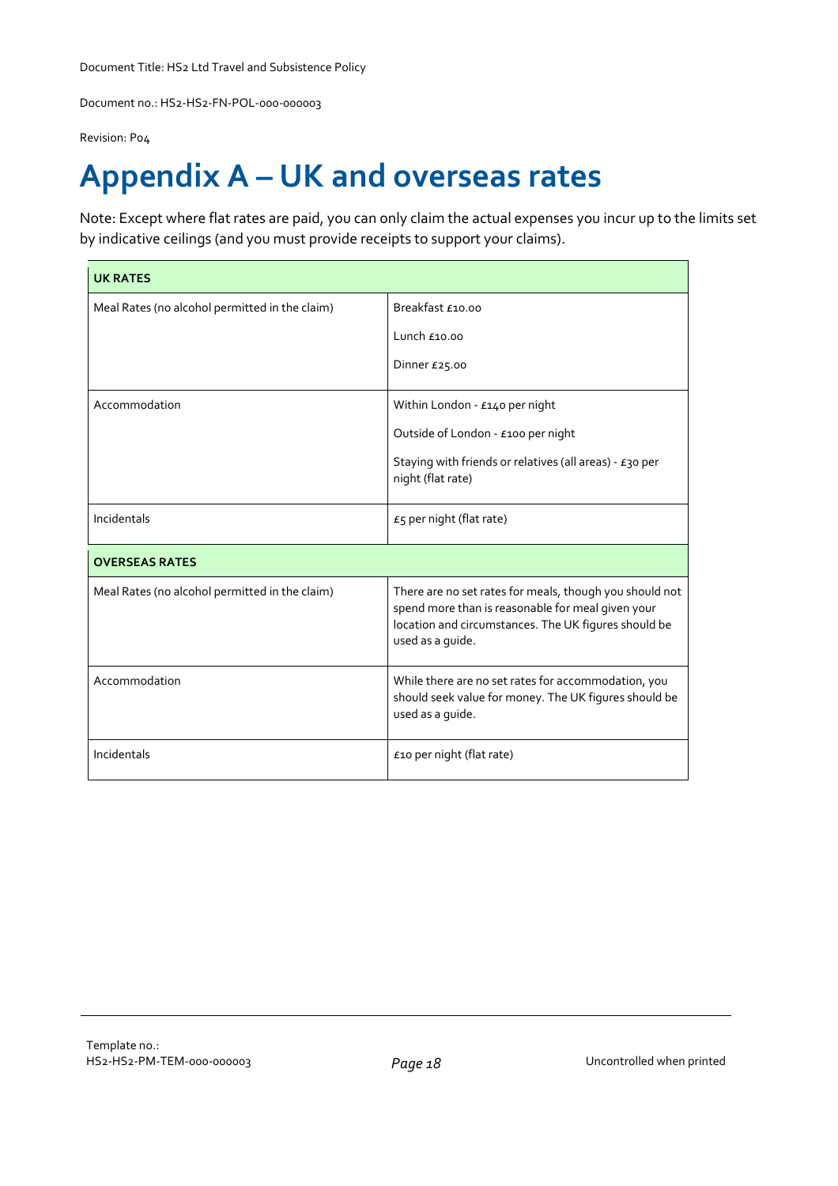# Appendix A – UK and overseas rates

Note: Except where flat rates are paid, you can only claim the actual expenses you incur up to the limits set by indicative ceilings (and you must provide receipts to support your claims).

| **UK RATES** | |
|---|---|
| Meal Rates (no alcohol permitted in the claim) | Breakfast £10.00<br><br>Lunch £10.00<br><br>Dinner £25.00 |
| Accommodation | Within London - £140 per night<br><br>Outside of London - £100 per night<br><br>Staying with friends or relatives (all areas) - £30 per night (flat rate) |
| Incidentals | £5 per night (flat rate) |
| **OVERSEAS RATES** | |
| Meal Rates (no alcohol permitted in the claim) | There are no set rates for meals, though you should not spend more than is reasonable for meal given your location and circumstances. The UK figures should be used as a guide. |
| Accommodation | While there are no set rates for accommodation, you should seek value for money. The UK figures should be used as a guide. |
| Incidentals | £10 per night (flat rate) |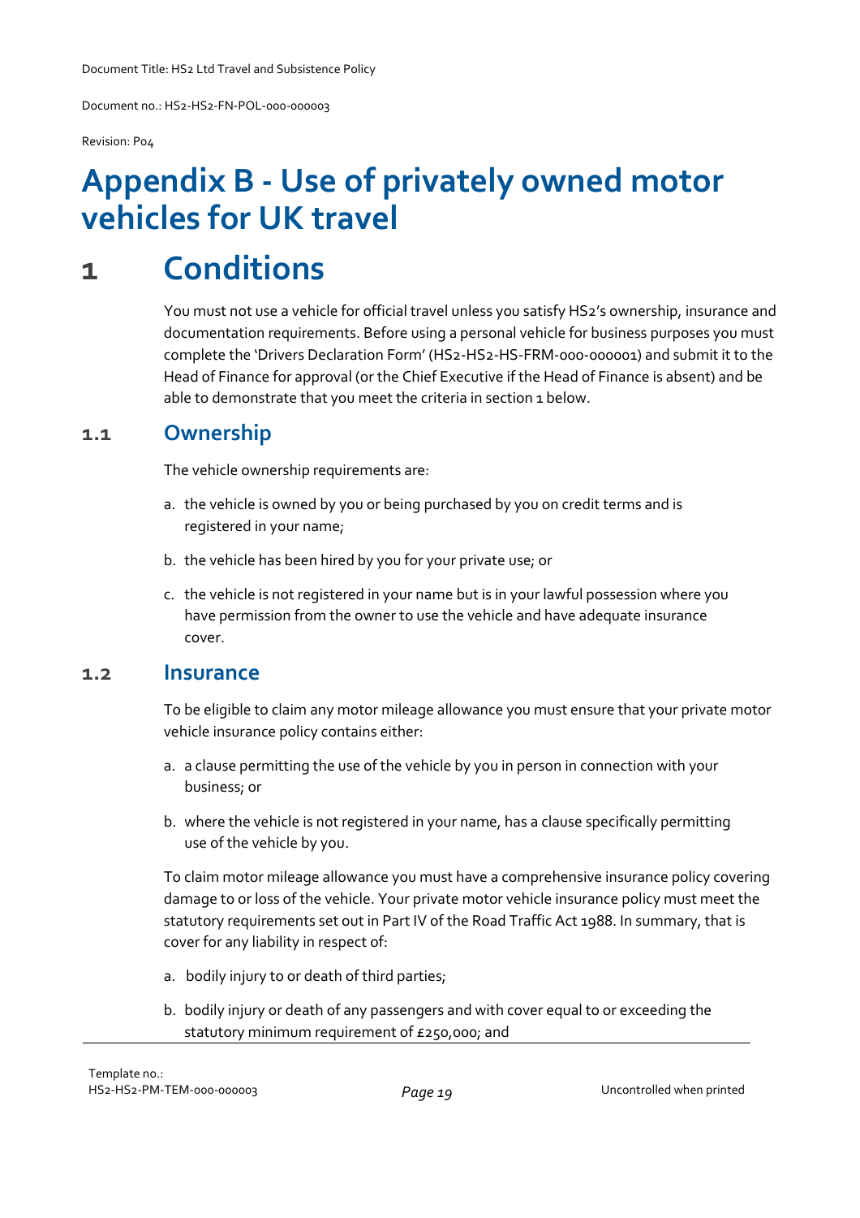# Appendix B - Use of privately owned motor vehicles for UK travel

# 1 Conditions

You must not use a vehicle for official travel unless you satisfy HS2's ownership, insurance and documentation requirements. Before using a personal vehicle for business purposes you must complete the 'Drivers Declaration Form' (HS2-HS2-HS-FRM-000-000001) and submit it to the Head of Finance for approval (or the Chief Executive if the Head of Finance is absent) and be able to demonstrate that you meet the criteria in section 1 below.

## 1.1 Ownership

The vehicle ownership requirements are:

a. the vehicle is owned by you or being purchased by you on credit terms and is registered in your name;

b. the vehicle has been hired by you for your private use; or

c. the vehicle is not registered in your name but is in your lawful possession where you have permission from the owner to use the vehicle and have adequate insurance cover.

## 1.2 Insurance

To be eligible to claim any motor mileage allowance you must ensure that your private motor vehicle insurance policy contains either:

a. a clause permitting the use of the vehicle by you in person in connection with your business; or

b. where the vehicle is not registered in your name, has a clause specifically permitting use of the vehicle by you.

To claim motor mileage allowance you must have a comprehensive insurance policy covering damage to or loss of the vehicle. Your private motor vehicle insurance policy must meet the statutory requirements set out in Part IV of the Road Traffic Act 1988. In summary, that is cover for any liability in respect of:

a. bodily injury to or death of third parties;

b. bodily injury or death of any passengers and with cover equal to or exceeding the statutory minimum requirement of £250,000; and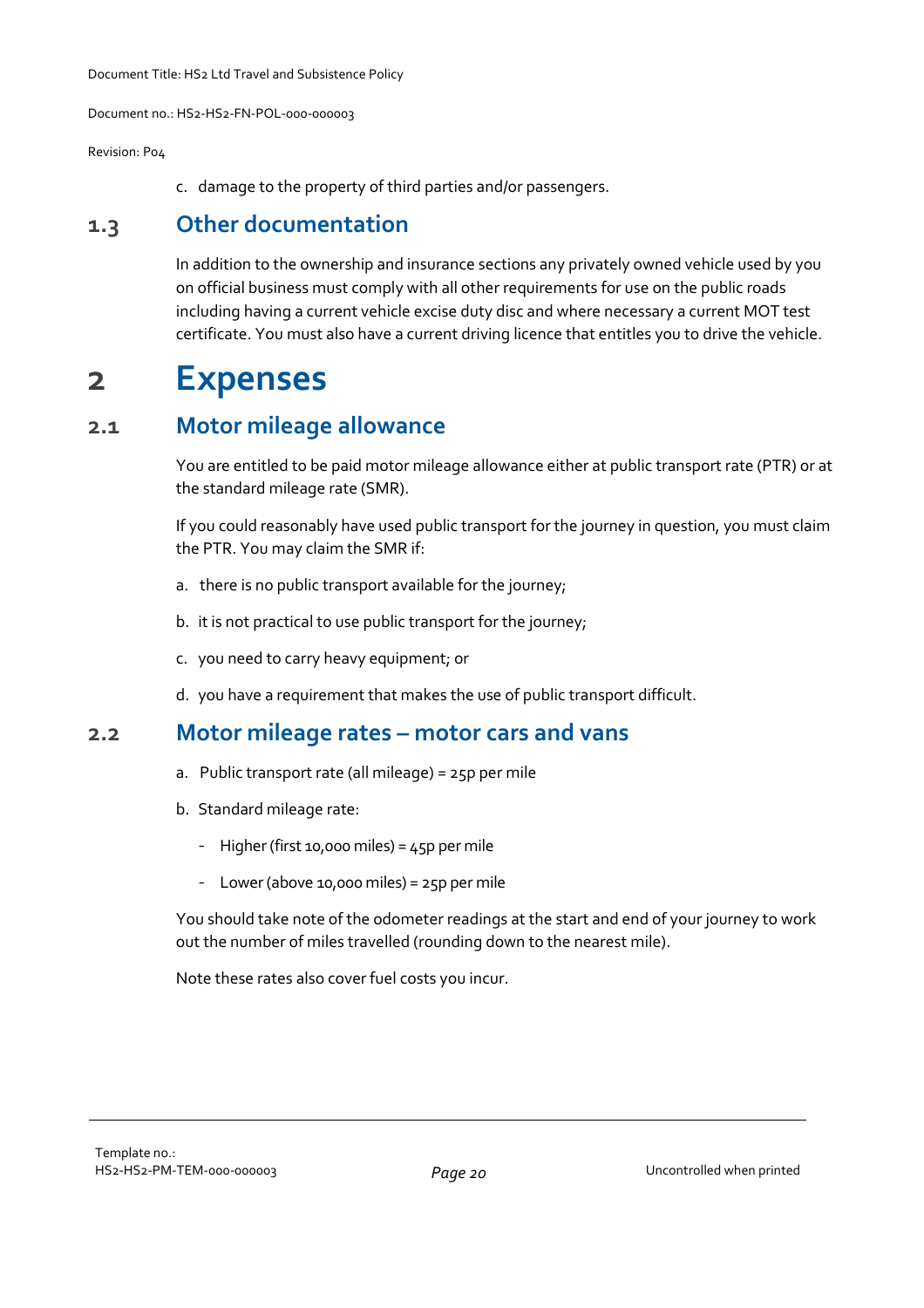c. damage to the property of third parties and/or passengers.

### 1.3 Other documentation

In addition to the ownership and insurance sections any privately owned vehicle used by you on official business must comply with all other requirements for use on the public roads including having a current vehicle excise duty disc and where necessary a current MOT test certificate. You must also have a current driving licence that entitles you to drive the vehicle.

## 2 Expenses

### 2.1 Motor mileage allowance

You are entitled to be paid motor mileage allowance either at public transport rate (PTR) or at the standard mileage rate (SMR).

If you could reasonably have used public transport for the journey in question, you must claim the PTR. You may claim the SMR if:

a. there is no public transport available for the journey;

b. it is not practical to use public transport for the journey;

c. you need to carry heavy equipment; or

d. you have a requirement that makes the use of public transport difficult.

### 2.2 Motor mileage rates – motor cars and vans

a. Public transport rate (all mileage) = 25p per mile

b. Standard mileage rate:

- Higher (first 10,000 miles) = 45p per mile
- Lower (above 10,000 miles) = 25p per mile

You should take note of the odometer readings at the start and end of your journey to work out the number of miles travelled (rounding down to the nearest mile).

Note these rates also cover fuel costs you incur.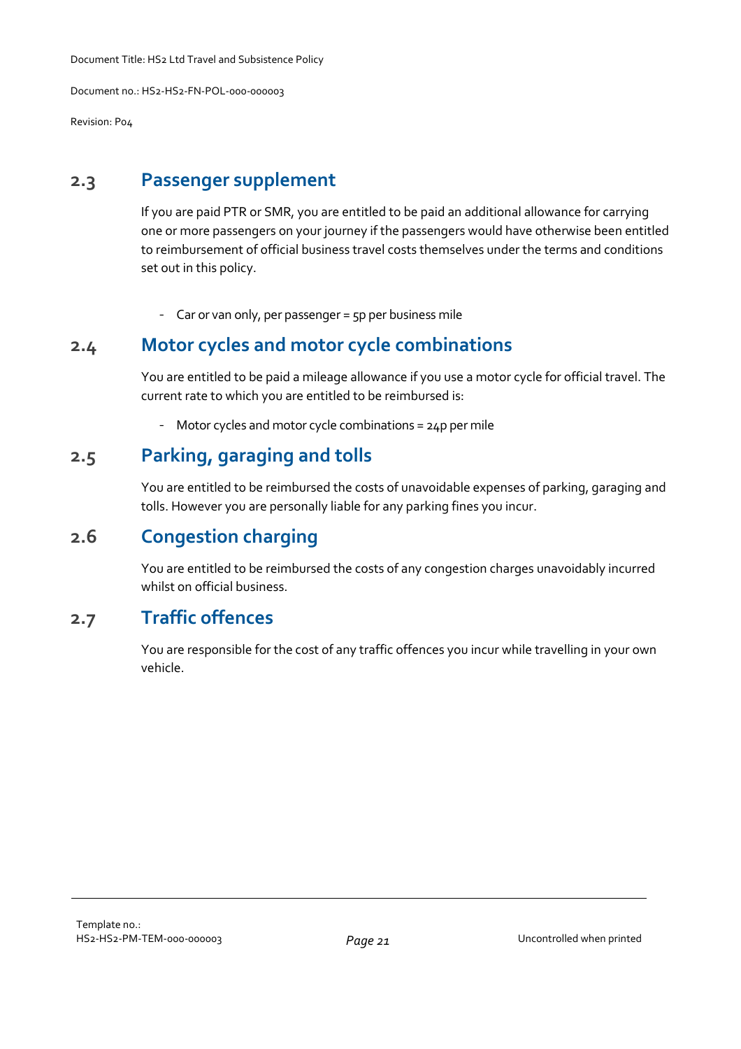## 2.3 Passenger supplement

If you are paid PTR or SMR, you are entitled to be paid an additional allowance for carrying one or more passengers on your journey if the passengers would have otherwise been entitled to reimbursement of official business travel costs themselves under the terms and conditions set out in this policy.

- Car or van only, per passenger = 5p per business mile

## 2.4 Motor cycles and motor cycle combinations

You are entitled to be paid a mileage allowance if you use a motor cycle for official travel. The current rate to which you are entitled to be reimbursed is:

- Motor cycles and motor cycle combinations = 24p per mile

## 2.5 Parking, garaging and tolls

You are entitled to be reimbursed the costs of unavoidable expenses of parking, garaging and tolls. However you are personally liable for any parking fines you incur.

## 2.6 Congestion charging

You are entitled to be reimbursed the costs of any congestion charges unavoidably incurred whilst on official business.

## 2.7 Traffic offences

You are responsible for the cost of any traffic offences you incur while travelling in your own vehicle.